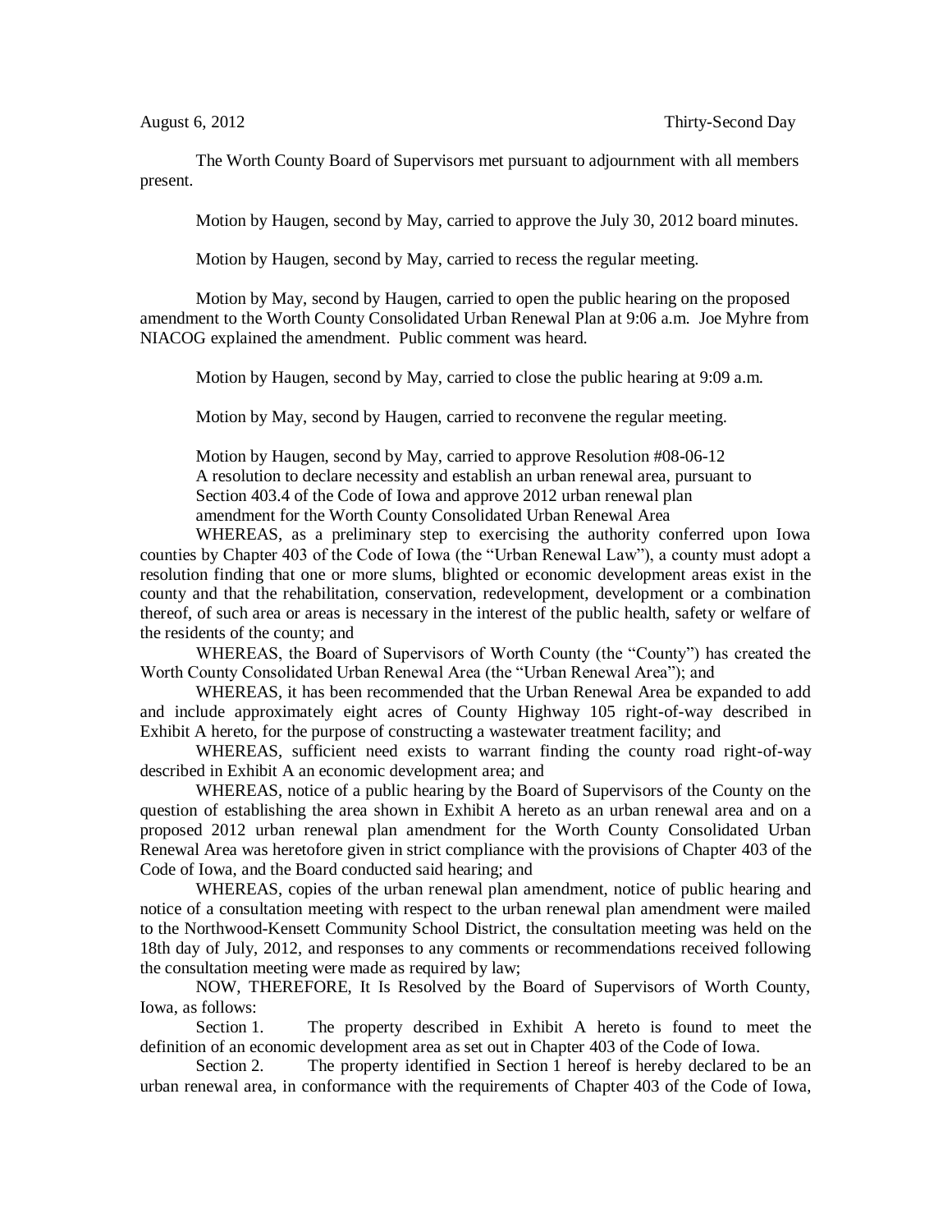August 6, 2012 Thirty-Second Day

The Worth County Board of Supervisors met pursuant to adjournment with all members present.

Motion by Haugen, second by May, carried to approve the July 30, 2012 board minutes.

Motion by Haugen, second by May, carried to recess the regular meeting.

Motion by May, second by Haugen, carried to open the public hearing on the proposed amendment to the Worth County Consolidated Urban Renewal Plan at 9:06 a.m. Joe Myhre from NIACOG explained the amendment. Public comment was heard.

Motion by Haugen, second by May, carried to close the public hearing at 9:09 a.m.

Motion by May, second by Haugen, carried to reconvene the regular meeting.

Motion by Haugen, second by May, carried to approve Resolution #08-06-12
A resolution to declare necessity and establish an urban renewal area, pursuant to Section 403.4 of the Code of Iowa and approve 2012 urban renewal plan amendment for the Worth County Consolidated Urban Renewal Area

WHEREAS, as a preliminary step to exercising the authority conferred upon Iowa counties by Chapter 403 of the Code of Iowa (the "Urban Renewal Law"), a county must adopt a resolution finding that one or more slums, blighted or economic development areas exist in the county and that the rehabilitation, conservation, redevelopment, development or a combination thereof, of such area or areas is necessary in the interest of the public health, safety or welfare of the residents of the county; and

WHEREAS, the Board of Supervisors of Worth County (the "County") has created the Worth County Consolidated Urban Renewal Area (the "Urban Renewal Area"); and

WHEREAS, it has been recommended that the Urban Renewal Area be expanded to add and include approximately eight acres of County Highway 105 right-of-way described in Exhibit A hereto, for the purpose of constructing a wastewater treatment facility; and

WHEREAS, sufficient need exists to warrant finding the county road right-of-way described in Exhibit A an economic development area; and

WHEREAS, notice of a public hearing by the Board of Supervisors of the County on the question of establishing the area shown in Exhibit A hereto as an urban renewal area and on a proposed 2012 urban renewal plan amendment for the Worth County Consolidated Urban Renewal Area was heretofore given in strict compliance with the provisions of Chapter 403 of the Code of Iowa, and the Board conducted said hearing; and

WHEREAS, copies of the urban renewal plan amendment, notice of public hearing and notice of a consultation meeting with respect to the urban renewal plan amendment were mailed to the Northwood-Kensett Community School District, the consultation meeting was held on the 18th day of July, 2012, and responses to any comments or recommendations received following the consultation meeting were made as required by law;

NOW, THEREFORE, It Is Resolved by the Board of Supervisors of Worth County, Iowa, as follows:

Section 1. The property described in Exhibit A hereto is found to meet the definition of an economic development area as set out in Chapter 403 of the Code of Iowa.

Section 2. The property identified in Section 1 hereof is hereby declared to be an urban renewal area, in conformance with the requirements of Chapter 403 of the Code of Iowa,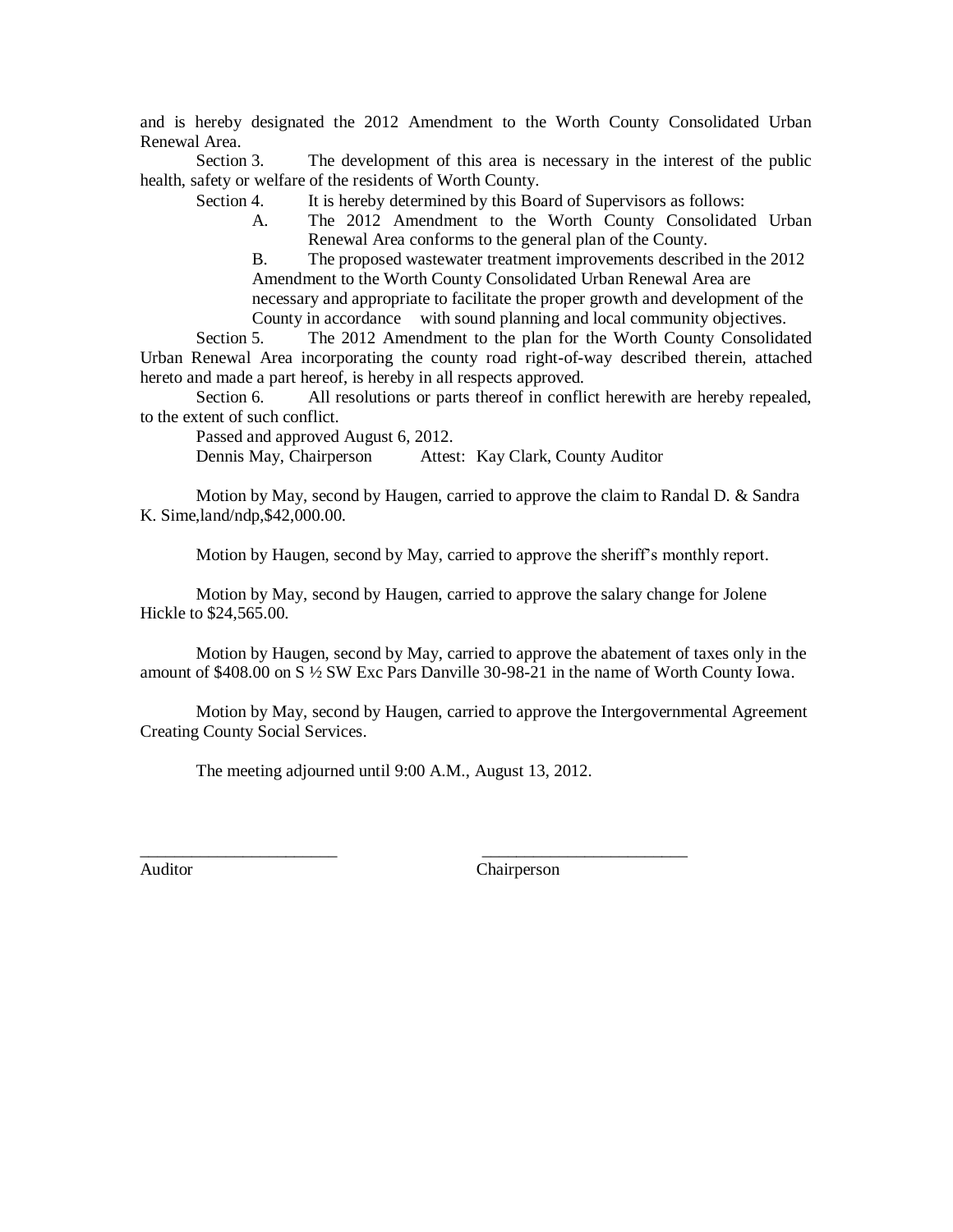and is hereby designated the 2012 Amendment to the Worth County Consolidated Urban Renewal Area.

Section 3. The development of this area is necessary in the interest of the public health, safety or welfare of the residents of Worth County.

Section 4. It is hereby determined by this Board of Supervisors as follows:

A. The 2012 Amendment to the Worth County Consolidated Urban Renewal Area conforms to the general plan of the County.

B. The proposed wastewater treatment improvements described in the 2012 Amendment to the Worth County Consolidated Urban Renewal Area are necessary and appropriate to facilitate the proper growth and development of the County in accordance with sound planning and local community objectives.

Section 5. The 2012 Amendment to the plan for the Worth County Consolidated Urban Renewal Area incorporating the county road right-of-way described therein, attached hereto and made a part hereof, is hereby in all respects approved.

Section 6. All resolutions or parts thereof in conflict herewith are hereby repealed, to the extent of such conflict.

Passed and approved August 6, 2012.

Dennis May, Chairperson Attest: Kay Clark, County Auditor

Motion by May, second by Haugen, carried to approve the claim to Randal D. & Sandra K. Sime,land/ndp,$42,000.00.

Motion by Haugen, second by May, carried to approve the sheriff's monthly report.

Motion by May, second by Haugen, carried to approve the salary change for Jolene Hickle to $24,565.00.

Motion by Haugen, second by May, carried to approve the abatement of taxes only in the amount of $408.00 on S ½ SW Exc Pars Danville 30-98-21 in the name of Worth County Iowa.

Motion by May, second by Haugen, carried to approve the Intergovernmental Agreement Creating County Social Services.

The meeting adjourned until 9:00 A.M., August 13, 2012.

_______________________ _______________________

Auditor Chairperson